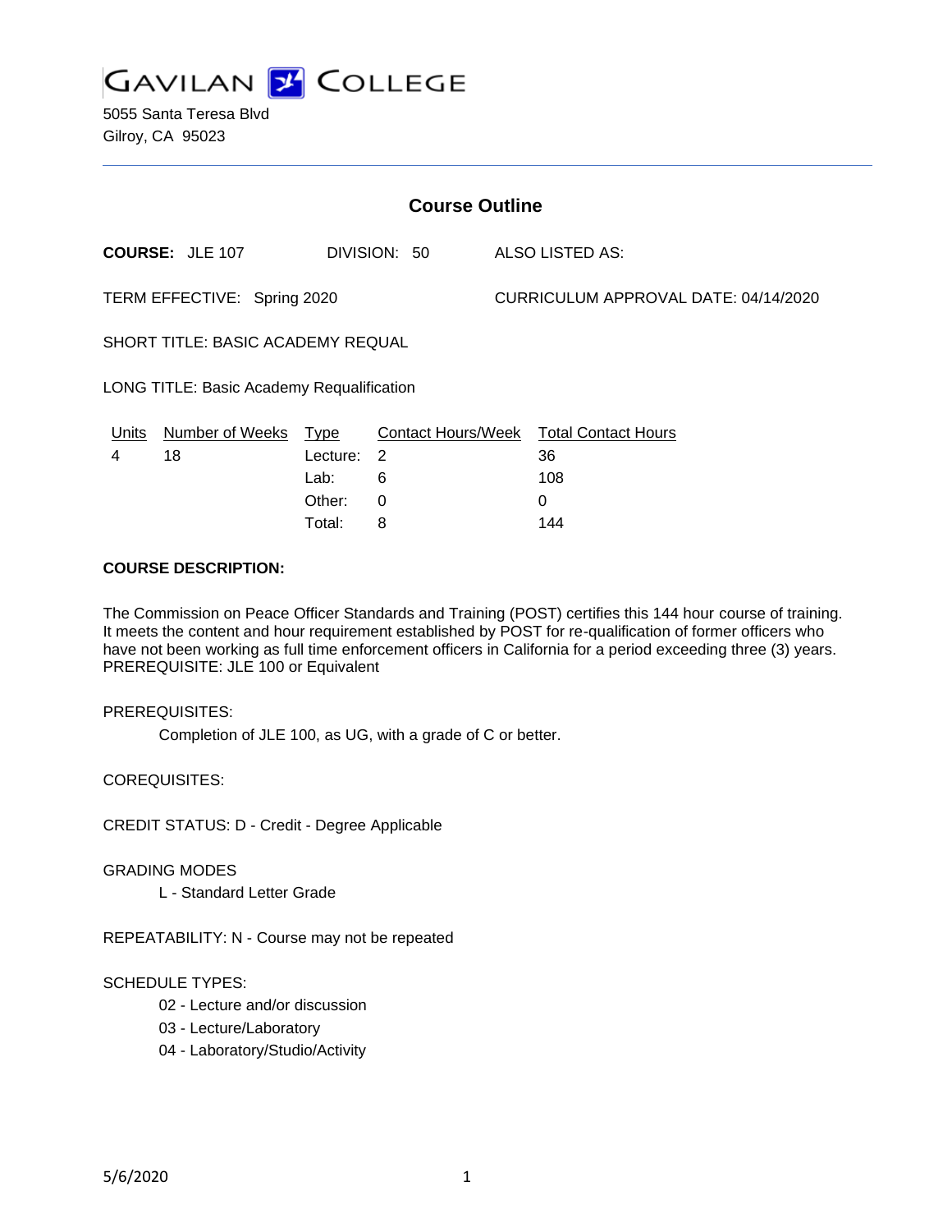# GAVILAN COLLEGE

5055 Santa Teresa Blvd
Gilroy, CA 95023

## Course Outline

**COURSE:** JLE 107 DIVISION: 50 ALSO LISTED AS:

TERM EFFECTIVE: Spring 2020 CURRICULUM APPROVAL DATE: 04/14/2020

SHORT TITLE: BASIC ACADEMY REQUAL

LONG TITLE: Basic Academy Requalification

| Units | Number of Weeks | Type | Contact Hours/Week | Total Contact Hours |
|---|---|---|---|---|
| 4 | 18 | Lecture: | 2 | 36 |
| | | Lab: | 6 | 108 |
| | | Other: | 0 | 0 |
| | | Total: | 8 | 144 |

**COURSE DESCRIPTION:**

The Commission on Peace Officer Standards and Training (POST) certifies this 144 hour course of training. It meets the content and hour requirement established by POST for re-qualification of former officers who have not been working as full time enforcement officers in California for a period exceeding three (3) years. PREREQUISITE: JLE 100 or Equivalent

PREREQUISITES:

Completion of JLE 100, as UG, with a grade of C or better.

COREQUISITES:

CREDIT STATUS: D - Credit - Degree Applicable

GRADING MODES

L - Standard Letter Grade

REPEATABILITY: N - Course may not be repeated

SCHEDULE TYPES:

02 - Lecture and/or discussion
03 - Lecture/Laboratory
04 - Laboratory/Studio/Activity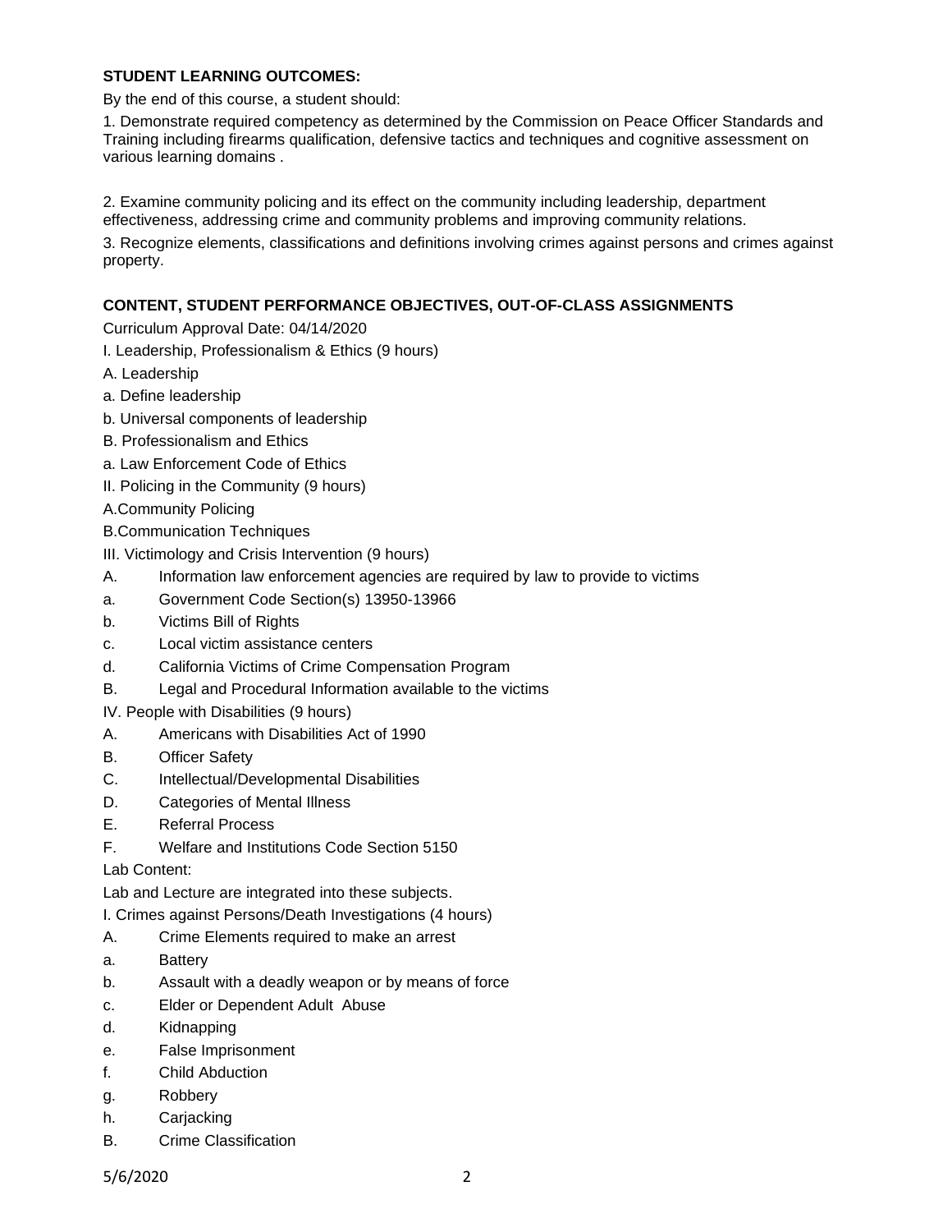**STUDENT LEARNING OUTCOMES:**

By the end of this course, a student should:

1. Demonstrate required competency as determined by the Commission on Peace Officer Standards and Training including firearms qualification, defensive tactics and techniques and cognitive assessment on various learning domains .

2. Examine community policing and its effect on the community including leadership, department effectiveness, addressing crime and community problems and improving community relations.

3. Recognize elements, classifications and definitions involving crimes against persons and crimes against property.

**CONTENT, STUDENT PERFORMANCE OBJECTIVES, OUT-OF-CLASS ASSIGNMENTS**

Curriculum Approval Date: 04/14/2020

I. Leadership, Professionalism & Ethics (9 hours)

A. Leadership

a. Define leadership

b. Universal components of leadership

B. Professionalism and Ethics

a. Law Enforcement Code of Ethics

II. Policing in the Community (9 hours)

A.Community Policing

B.Communication Techniques

III. Victimology and Crisis Intervention (9 hours)

A. Information law enforcement agencies are required by law to provide to victims

a. Government Code Section(s) 13950-13966

b. Victims Bill of Rights

c. Local victim assistance centers

d. California Victims of Crime Compensation Program

B. Legal and Procedural Information available to the victims

IV. People with Disabilities (9 hours)

A. Americans with Disabilities Act of 1990

B. Officer Safety

C. Intellectual/Developmental Disabilities

D. Categories of Mental Illness

E. Referral Process

F. Welfare and Institutions Code Section 5150

Lab Content:

Lab and Lecture are integrated into these subjects.

I. Crimes against Persons/Death Investigations (4 hours)

A. Crime Elements required to make an arrest

a. Battery

b. Assault with a deadly weapon or by means of force

c. Elder or Dependent Adult Abuse

d. Kidnapping

e. False Imprisonment

f. Child Abduction

g. Robbery

h. Carjacking

B. Crime Classification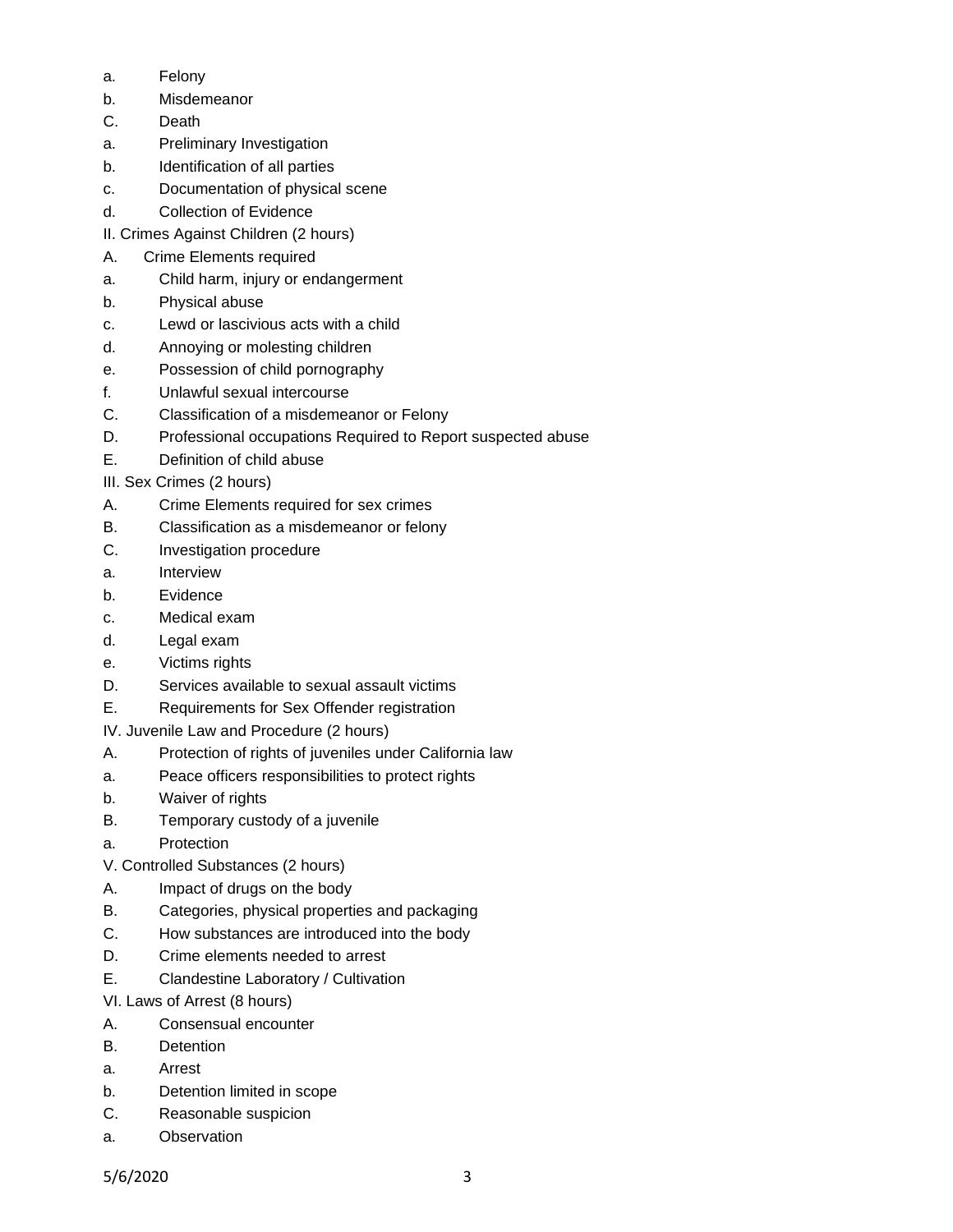a. Felony

b. Misdemeanor

C. Death

a. Preliminary Investigation

b. Identification of all parties

c. Documentation of physical scene

d. Collection of Evidence

II. Crimes Against Children (2 hours)

A. Crime Elements required

a. Child harm, injury or endangerment

b. Physical abuse

c. Lewd or lascivious acts with a child

d. Annoying or molesting children

e. Possession of child pornography

f. Unlawful sexual intercourse

C. Classification of a misdemeanor or Felony

D. Professional occupations Required to Report suspected abuse

E. Definition of child abuse

III. Sex Crimes (2 hours)

A. Crime Elements required for sex crimes

B. Classification as a misdemeanor or felony

C. Investigation procedure

a. Interview

b. Evidence

c. Medical exam

d. Legal exam

e. Victims rights

D. Services available to sexual assault victims

E. Requirements for Sex Offender registration

IV. Juvenile Law and Procedure (2 hours)

A. Protection of rights of juveniles under California law

a. Peace officers responsibilities to protect rights

b. Waiver of rights

B. Temporary custody of a juvenile

a. Protection

V. Controlled Substances (2 hours)

A. Impact of drugs on the body

B. Categories, physical properties and packaging

C. How substances are introduced into the body

D. Crime elements needed to arrest

E. Clandestine Laboratory / Cultivation

VI. Laws of Arrest (8 hours)

A. Consensual encounter

B. Detention

a. Arrest

b. Detention limited in scope

C. Reasonable suspicion

a. Observation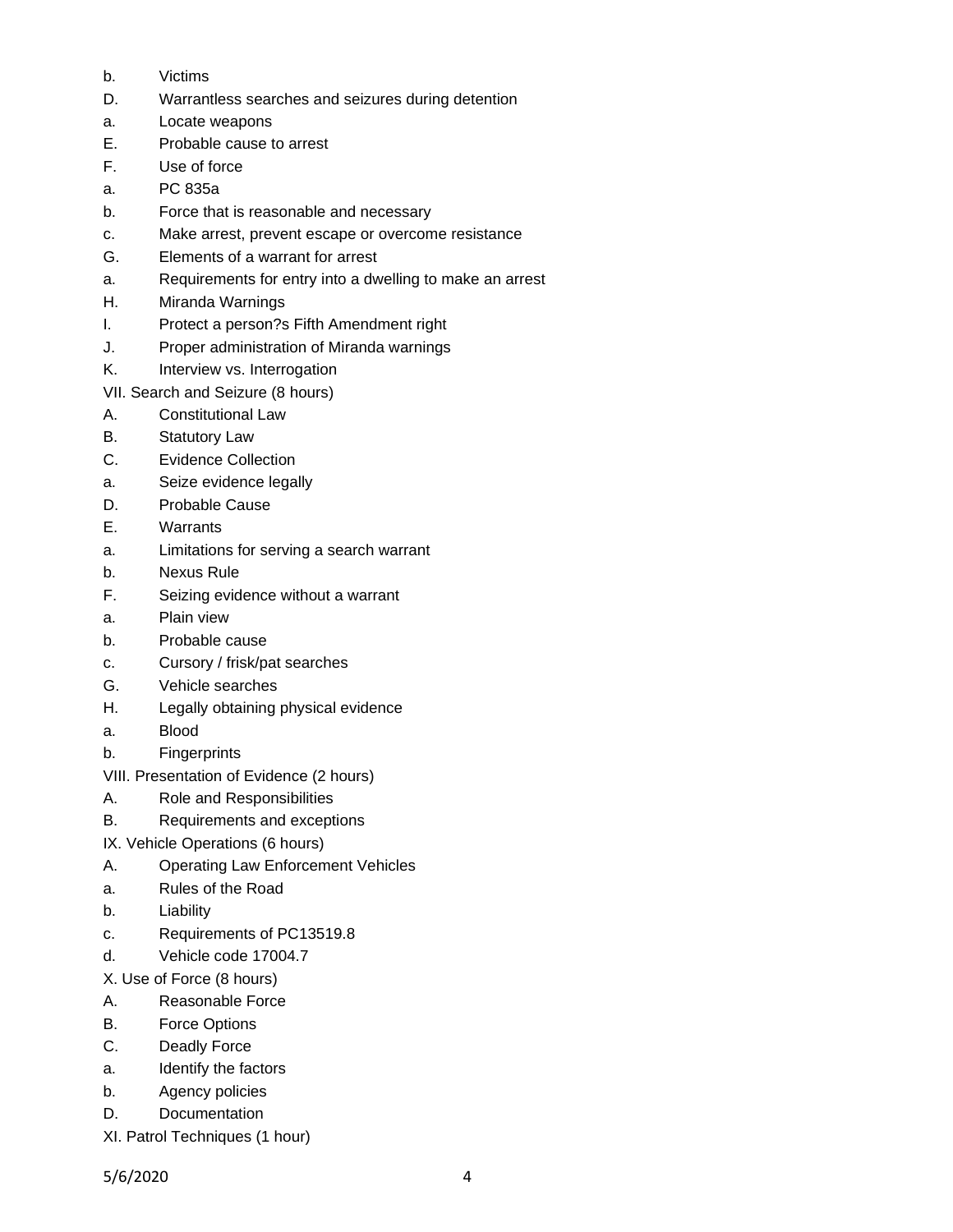b. Victims

D. Warrantless searches and seizures during detention

a. Locate weapons

E. Probable cause to arrest

F. Use of force

a. PC 835a

b. Force that is reasonable and necessary

c. Make arrest, prevent escape or overcome resistance

G. Elements of a warrant for arrest

a. Requirements for entry into a dwelling to make an arrest

H. Miranda Warnings

I. Protect a person?s Fifth Amendment right

J. Proper administration of Miranda warnings

K. Interview vs. Interrogation

VII. Search and Seizure (8 hours)

A. Constitutional Law

B. Statutory Law

C. Evidence Collection

a. Seize evidence legally

D. Probable Cause

E. Warrants

a. Limitations for serving a search warrant

b. Nexus Rule

F. Seizing evidence without a warrant

a. Plain view

b. Probable cause

c. Cursory / frisk/pat searches

G. Vehicle searches

H. Legally obtaining physical evidence

a. Blood

b. Fingerprints

VIII. Presentation of Evidence (2 hours)

A. Role and Responsibilities

B. Requirements and exceptions

IX. Vehicle Operations (6 hours)

A. Operating Law Enforcement Vehicles

a. Rules of the Road

b. Liability

c. Requirements of PC13519.8

d. Vehicle code 17004.7

X. Use of Force (8 hours)

A. Reasonable Force

B. Force Options

C. Deadly Force

a. Identify the factors

b. Agency policies

D. Documentation

XI. Patrol Techniques (1 hour)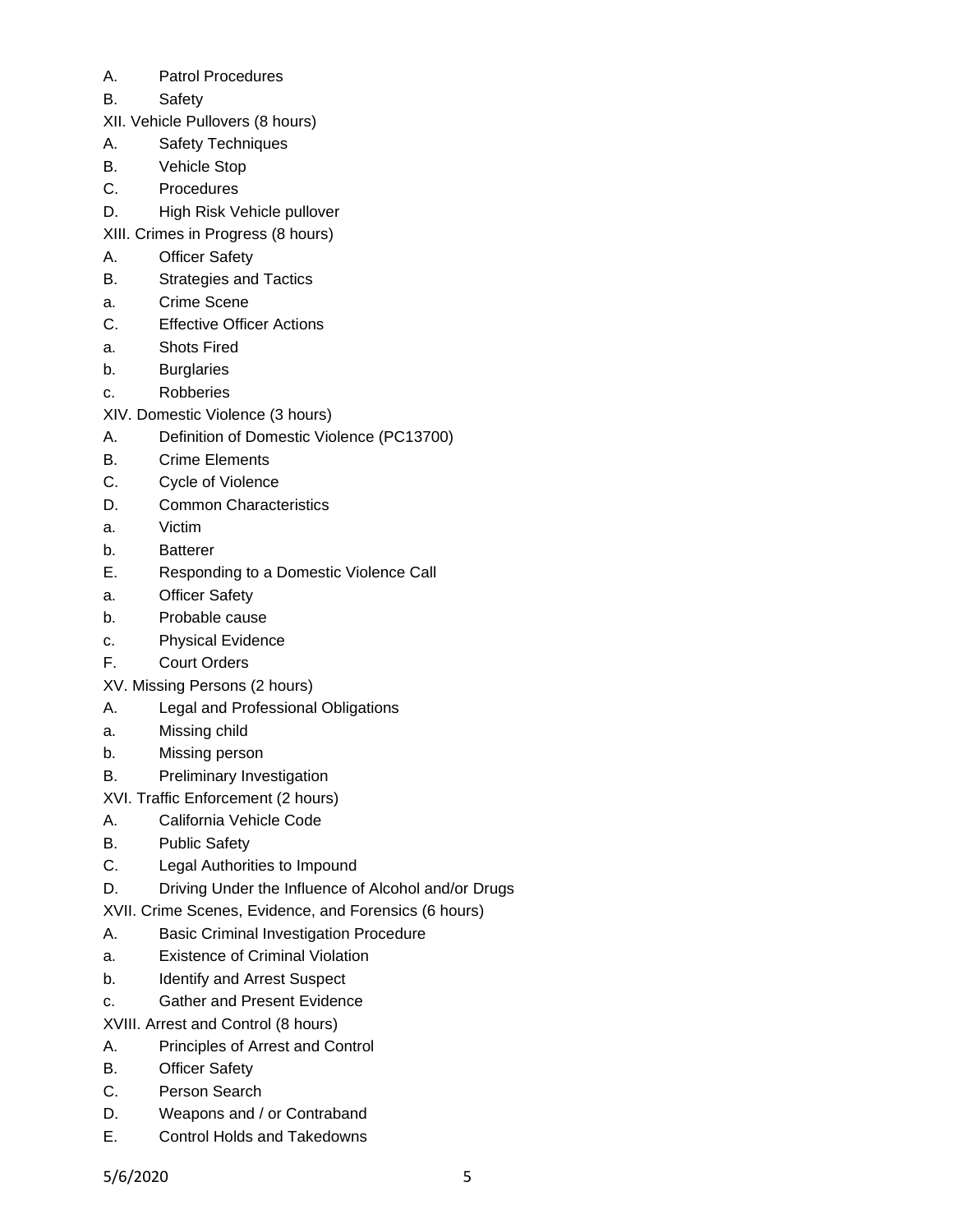A. Patrol Procedures

B. Safety

XII. Vehicle Pullovers (8 hours)

A. Safety Techniques

B. Vehicle Stop

C. Procedures

D. High Risk Vehicle pullover

XIII. Crimes in Progress (8 hours)

A. Officer Safety

B. Strategies and Tactics

a. Crime Scene

C. Effective Officer Actions

a. Shots Fired

b. Burglaries

c. Robberies

XIV. Domestic Violence (3 hours)

A. Definition of Domestic Violence (PC13700)

B. Crime Elements

C. Cycle of Violence

D. Common Characteristics

a. Victim

b. Batterer

E. Responding to a Domestic Violence Call

a. Officer Safety

b. Probable cause

c. Physical Evidence

F. Court Orders

XV. Missing Persons (2 hours)

A. Legal and Professional Obligations

a. Missing child

b. Missing person

B. Preliminary Investigation

XVI. Traffic Enforcement (2 hours)

A. California Vehicle Code

B. Public Safety

C. Legal Authorities to Impound

D. Driving Under the Influence of Alcohol and/or Drugs

XVII. Crime Scenes, Evidence, and Forensics (6 hours)

A. Basic Criminal Investigation Procedure

a. Existence of Criminal Violation

b. Identify and Arrest Suspect

c. Gather and Present Evidence

XVIII. Arrest and Control (8 hours)

A. Principles of Arrest and Control

B. Officer Safety

C. Person Search

D. Weapons and / or Contraband

E. Control Holds and Takedowns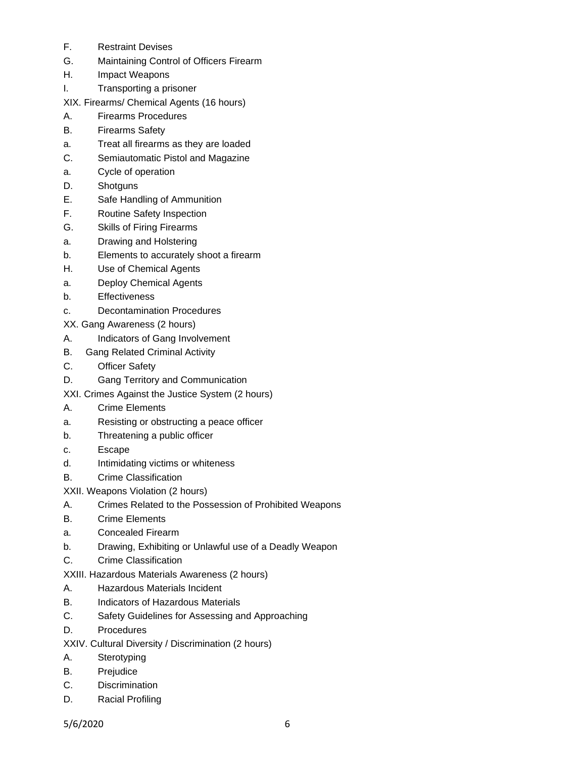F. Restraint Devises

G. Maintaining Control of Officers Firearm

H. Impact Weapons

I. Transporting a prisoner

XIX. Firearms/ Chemical Agents (16 hours)

A. Firearms Procedures

B. Firearms Safety

a. Treat all firearms as they are loaded

C. Semiautomatic Pistol and Magazine

a. Cycle of operation

D. Shotguns

E. Safe Handling of Ammunition

F. Routine Safety Inspection

G. Skills of Firing Firearms

a. Drawing and Holstering

b. Elements to accurately shoot a firearm

H. Use of Chemical Agents

a. Deploy Chemical Agents

b. Effectiveness

c. Decontamination Procedures

XX. Gang Awareness (2 hours)

A. Indicators of Gang Involvement

B. Gang Related Criminal Activity

C. Officer Safety

D. Gang Territory and Communication

XXI. Crimes Against the Justice System (2 hours)

A. Crime Elements

a. Resisting or obstructing a peace officer

b. Threatening a public officer

c. Escape

d. Intimidating victims or whiteness

B. Crime Classification

XXII. Weapons Violation (2 hours)

A. Crimes Related to the Possession of Prohibited Weapons

B. Crime Elements

a. Concealed Firearm

b. Drawing, Exhibiting or Unlawful use of a Deadly Weapon

C. Crime Classification

XXIII. Hazardous Materials Awareness (2 hours)

A. Hazardous Materials Incident

B. Indicators of Hazardous Materials

C. Safety Guidelines for Assessing and Approaching

D. Procedures

XXIV. Cultural Diversity / Discrimination (2 hours)

A. Sterotyping

B. Prejudice

C. Discrimination

D. Racial Profiling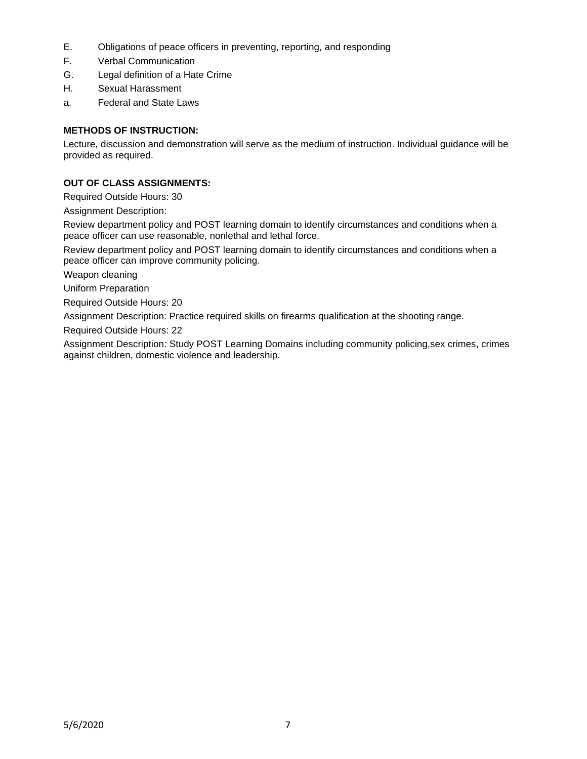E. Obligations of peace officers in preventing, reporting, and responding

F. Verbal Communication

G. Legal definition of a Hate Crime

H. Sexual Harassment

a. Federal and State Laws

**METHODS OF INSTRUCTION:**

Lecture, discussion and demonstration will serve as the medium of instruction. Individual guidance will be provided as required.

**OUT OF CLASS ASSIGNMENTS:**

Required Outside Hours: 30

Assignment Description:

Review department policy and POST learning domain to identify circumstances and conditions when a peace officer can use reasonable, nonlethal and lethal force.

Review department policy and POST learning domain to identify circumstances and conditions when a peace officer can improve community policing.

Weapon cleaning

Uniform Preparation

Required Outside Hours: 20

Assignment Description: Practice required skills on firearms qualification at the shooting range.

Required Outside Hours: 22

Assignment Description: Study POST Learning Domains including community policing,sex crimes, crimes against children, domestic violence and leadership.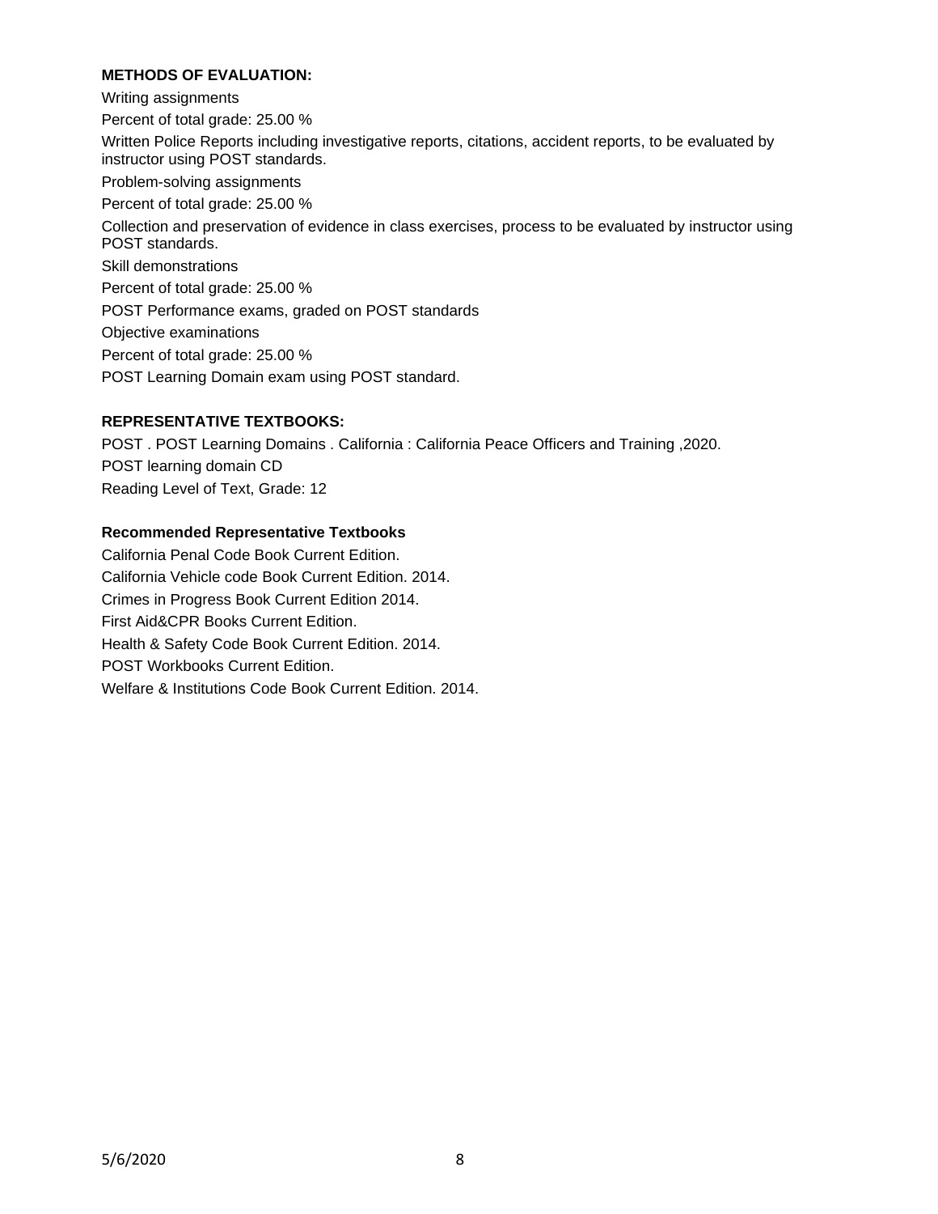**METHODS OF EVALUATION:**

Writing assignments

Percent of total grade: 25.00 %

Written Police Reports including investigative reports, citations, accident reports, to be evaluated by instructor using POST standards.

Problem-solving assignments

Percent of total grade: 25.00 %

Collection and preservation of evidence in class exercises, process to be evaluated by instructor using POST standards.

Skill demonstrations

Percent of total grade: 25.00 %

POST Performance exams, graded on POST standards

Objective examinations

Percent of total grade: 25.00 %

POST Learning Domain exam using POST standard.

**REPRESENTATIVE TEXTBOOKS:**

POST . POST Learning Domains . California : California Peace Officers and Training ,2020.

POST learning domain CD

Reading Level of Text, Grade: 12

**Recommended Representative Textbooks**

California Penal Code Book Current Edition.

California Vehicle code Book Current Edition. 2014.

Crimes in Progress Book Current Edition 2014.

First Aid&CPR Books Current Edition.

Health & Safety Code Book Current Edition. 2014.

POST Workbooks Current Edition.

Welfare & Institutions Code Book Current Edition. 2014.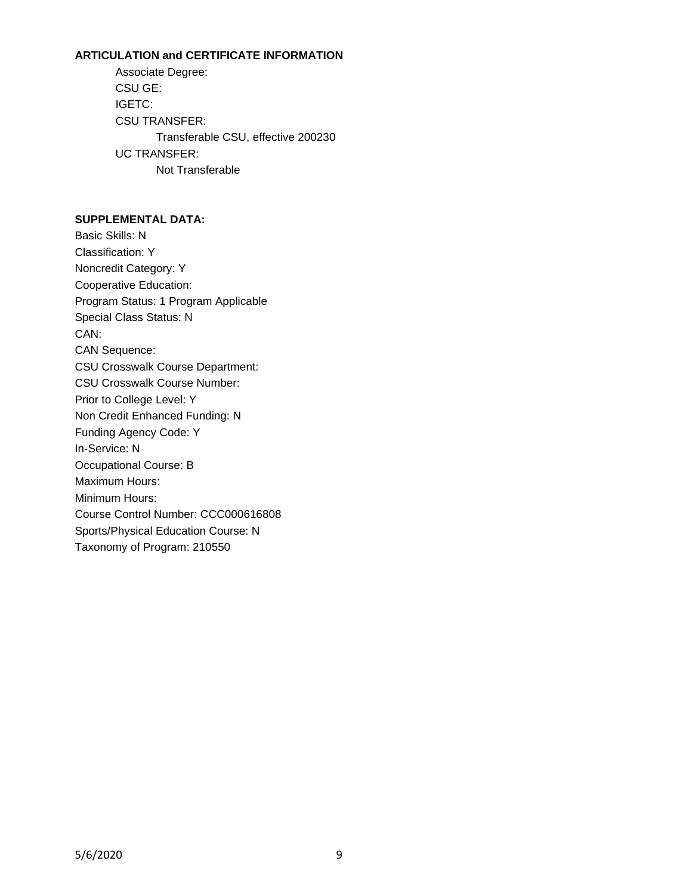**ARTICULATION and CERTIFICATE INFORMATION**

Associate Degree:
CSU GE:
IGETC:
CSU TRANSFER:
    Transferable CSU, effective 200230
UC TRANSFER:
    Not Transferable

**SUPPLEMENTAL DATA:**

Basic Skills: N
Classification: Y
Noncredit Category: Y
Cooperative Education:
Program Status: 1 Program Applicable
Special Class Status: N
CAN:
CAN Sequence:
CSU Crosswalk Course Department:
CSU Crosswalk Course Number:
Prior to College Level: Y
Non Credit Enhanced Funding: N
Funding Agency Code: Y
In-Service: N
Occupational Course: B
Maximum Hours:
Minimum Hours:
Course Control Number: CCC000616808
Sports/Physical Education Course: N
Taxonomy of Program: 210550